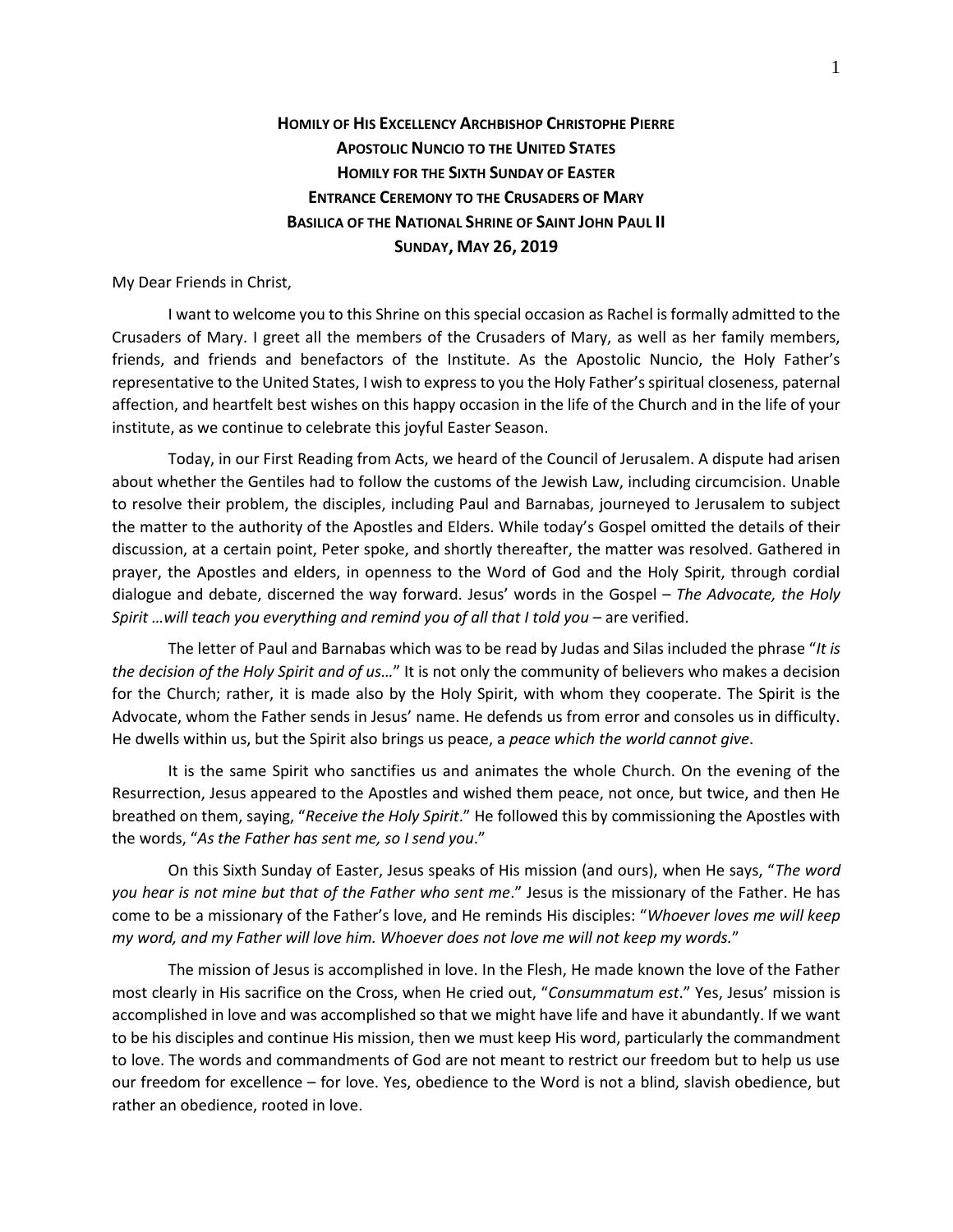**HOMILY OF HIS EXCELLENCY ARCHBISHOP CHRISTOPHE PIERRE**
**APOSTOLIC NUNCIO TO THE UNITED STATES**
**HOMILY FOR THE SIXTH SUNDAY OF EASTER**
**ENTRANCE CEREMONY TO THE CRUSADERS OF MARY**
**BASILICA OF THE NATIONAL SHRINE OF SAINT JOHN PAUL II**
**SUNDAY, MAY 26, 2019**

My Dear Friends in Christ,

I want to welcome you to this Shrine on this special occasion as Rachel is formally admitted to the Crusaders of Mary. I greet all the members of the Crusaders of Mary, as well as her family members, friends, and friends and benefactors of the Institute. As the Apostolic Nuncio, the Holy Father's representative to the United States, I wish to express to you the Holy Father's spiritual closeness, paternal affection, and heartfelt best wishes on this happy occasion in the life of the Church and in the life of your institute, as we continue to celebrate this joyful Easter Season.

Today, in our First Reading from Acts, we heard of the Council of Jerusalem. A dispute had arisen about whether the Gentiles had to follow the customs of the Jewish Law, including circumcision. Unable to resolve their problem, the disciples, including Paul and Barnabas, journeyed to Jerusalem to subject the matter to the authority of the Apostles and Elders. While today's Gospel omitted the details of their discussion, at a certain point, Peter spoke, and shortly thereafter, the matter was resolved. Gathered in prayer, the Apostles and elders, in openness to the Word of God and the Holy Spirit, through cordial dialogue and debate, discerned the way forward. Jesus' words in the Gospel – *The Advocate, the Holy Spirit …will teach you everything and remind you of all that I told you* – are verified.

The letter of Paul and Barnabas which was to be read by Judas and Silas included the phrase "*It is the decision of the Holy Spirit and of us…*" It is not only the community of believers who makes a decision for the Church; rather, it is made also by the Holy Spirit, with whom they cooperate. The Spirit is the Advocate, whom the Father sends in Jesus' name. He defends us from error and consoles us in difficulty. He dwells within us, but the Spirit also brings us peace, a *peace which the world cannot give*.

It is the same Spirit who sanctifies us and animates the whole Church. On the evening of the Resurrection, Jesus appeared to the Apostles and wished them peace, not once, but twice, and then He breathed on them, saying, "*Receive the Holy Spirit*." He followed this by commissioning the Apostles with the words, "*As the Father has sent me, so I send you*."

On this Sixth Sunday of Easter, Jesus speaks of His mission (and ours), when He says, "*The word you hear is not mine but that of the Father who sent me*." Jesus is the missionary of the Father. He has come to be a missionary of the Father's love, and He reminds His disciples: "*Whoever loves me will keep my word, and my Father will love him. Whoever does not love me will not keep my words.*"

The mission of Jesus is accomplished in love. In the Flesh, He made known the love of the Father most clearly in His sacrifice on the Cross, when He cried out, "*Consummatum est*." Yes, Jesus' mission is accomplished in love and was accomplished so that we might have life and have it abundantly. If we want to be his disciples and continue His mission, then we must keep His word, particularly the commandment to love. The words and commandments of God are not meant to restrict our freedom but to help us use our freedom for excellence – for love. Yes, obedience to the Word is not a blind, slavish obedience, but rather an obedience, rooted in love.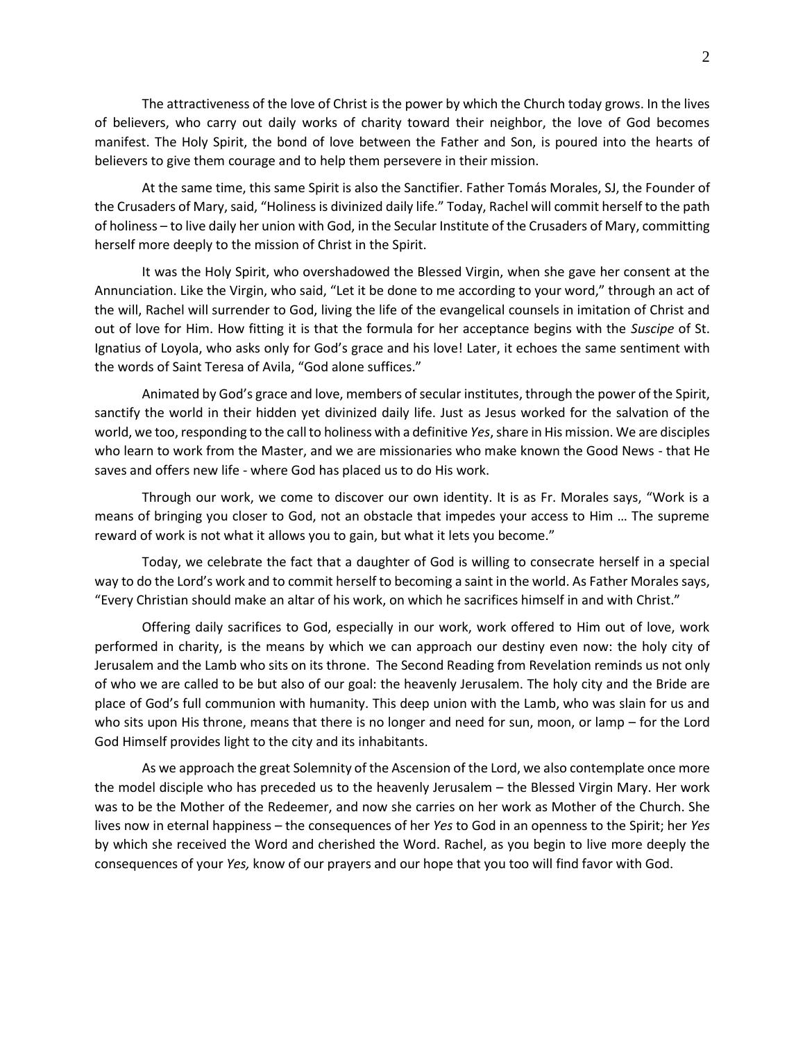The attractiveness of the love of Christ is the power by which the Church today grows. In the lives of believers, who carry out daily works of charity toward their neighbor, the love of God becomes manifest. The Holy Spirit, the bond of love between the Father and Son, is poured into the hearts of believers to give them courage and to help them persevere in their mission.

At the same time, this same Spirit is also the Sanctifier. Father Tomás Morales, SJ, the Founder of the Crusaders of Mary, said, "Holiness is divinized daily life." Today, Rachel will commit herself to the path of holiness – to live daily her union with God, in the Secular Institute of the Crusaders of Mary, committing herself more deeply to the mission of Christ in the Spirit.

It was the Holy Spirit, who overshadowed the Blessed Virgin, when she gave her consent at the Annunciation. Like the Virgin, who said, "Let it be done to me according to your word," through an act of the will, Rachel will surrender to God, living the life of the evangelical counsels in imitation of Christ and out of love for Him. How fitting it is that the formula for her acceptance begins with the *Suscipe* of St. Ignatius of Loyola, who asks only for God's grace and his love! Later, it echoes the same sentiment with the words of Saint Teresa of Avila, "God alone suffices."

Animated by God's grace and love, members of secular institutes, through the power of the Spirit, sanctify the world in their hidden yet divinized daily life. Just as Jesus worked for the salvation of the world, we too, responding to the call to holiness with a definitive *Yes*, share in His mission. We are disciples who learn to work from the Master, and we are missionaries who make known the Good News - that He saves and offers new life - where God has placed us to do His work.

Through our work, we come to discover our own identity. It is as Fr. Morales says, "Work is a means of bringing you closer to God, not an obstacle that impedes your access to Him … The supreme reward of work is not what it allows you to gain, but what it lets you become."

Today, we celebrate the fact that a daughter of God is willing to consecrate herself in a special way to do the Lord's work and to commit herself to becoming a saint in the world. As Father Morales says, "Every Christian should make an altar of his work, on which he sacrifices himself in and with Christ."

Offering daily sacrifices to God, especially in our work, work offered to Him out of love, work performed in charity, is the means by which we can approach our destiny even now: the holy city of Jerusalem and the Lamb who sits on its throne. The Second Reading from Revelation reminds us not only of who we are called to be but also of our goal: the heavenly Jerusalem. The holy city and the Bride are place of God's full communion with humanity. This deep union with the Lamb, who was slain for us and who sits upon His throne, means that there is no longer and need for sun, moon, or lamp – for the Lord God Himself provides light to the city and its inhabitants.

As we approach the great Solemnity of the Ascension of the Lord, we also contemplate once more the model disciple who has preceded us to the heavenly Jerusalem – the Blessed Virgin Mary. Her work was to be the Mother of the Redeemer, and now she carries on her work as Mother of the Church. She lives now in eternal happiness – the consequences of her *Yes* to God in an openness to the Spirit; her *Yes* by which she received the Word and cherished the Word. Rachel, as you begin to live more deeply the consequences of your *Yes,* know of our prayers and our hope that you too will find favor with God.